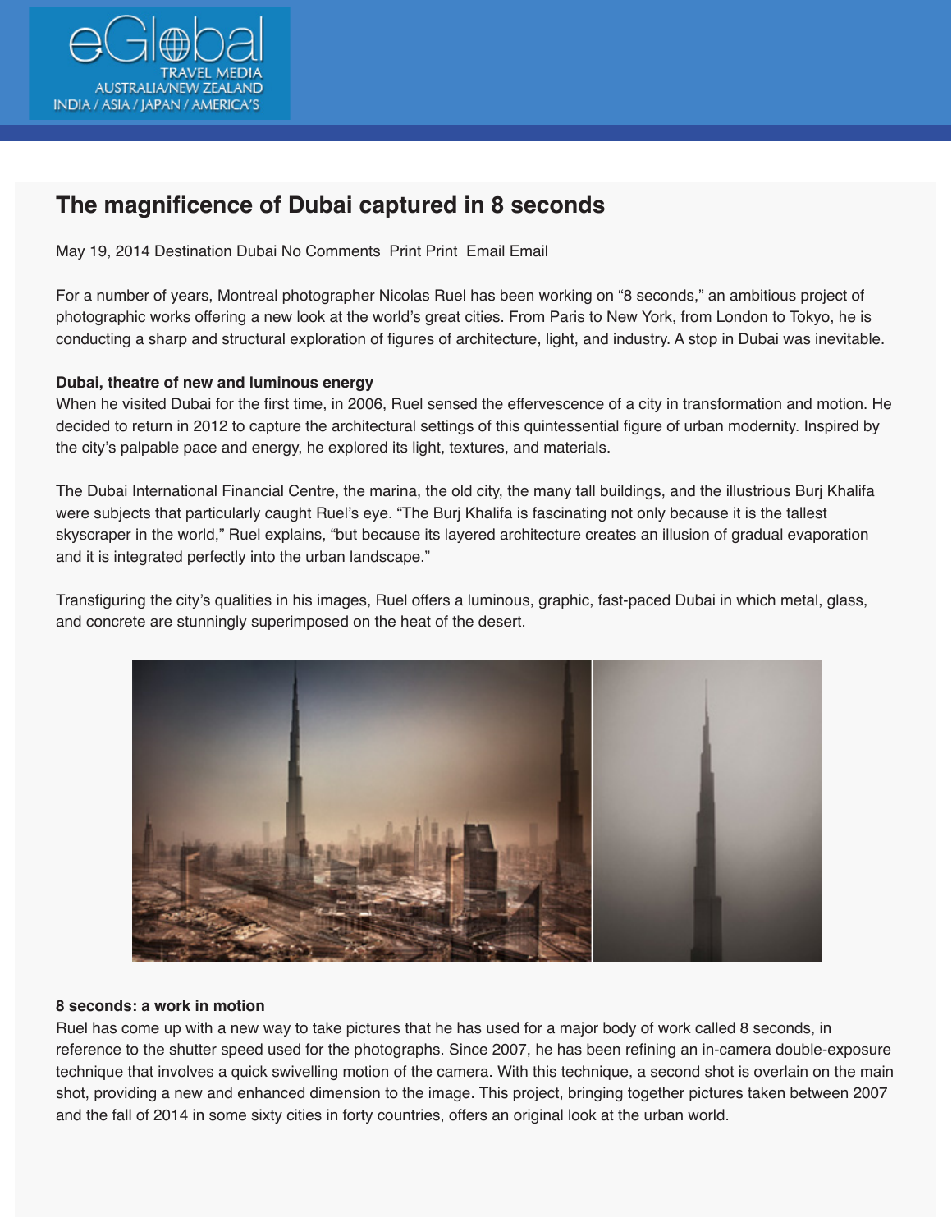# The magnificence of Dubai captured in 8 seconds

May 19, 2014 Destination Dubai No Comments  Print Print  Email Email

For a number of years, Montreal photographer Nicolas Ruel has been working on “8 seconds,” an ambitious project of photographic works offering a new look at the world’s great cities. From Paris to New York, from London to Tokyo, he is conducting a sharp and structural exploration of figures of architecture, light, and industry. A stop in Dubai was inevitable.

**Dubai, theatre of new and luminous energy**

When he visited Dubai for the first time, in 2006, Ruel sensed the effervescence of a city in transformation and motion. He decided to return in 2012 to capture the architectural settings of this quintessential figure of urban modernity. Inspired by the city’s palpable pace and energy, he explored its light, textures, and materials.

The Dubai International Financial Centre, the marina, the old city, the many tall buildings, and the illustrious Burj Khalifa were subjects that particularly caught Ruel’s eye. “The Burj Khalifa is fascinating not only because it is the tallest skyscraper in the world,” Ruel explains, “but because its layered architecture creates an illusion of gradual evaporation and it is integrated perfectly into the urban landscape.”

Transfiguring the city’s qualities in his images, Ruel offers a luminous, graphic, fast-paced Dubai in which metal, glass, and concrete are stunningly superimposed on the heat of the desert.

**8 seconds: a work in motion**

Ruel has come up with a new way to take pictures that he has used for a major body of work called 8 seconds, in reference to the shutter speed used for the photographs. Since 2007, he has been refining an in-camera double-exposure technique that involves a quick swivelling motion of the camera. With this technique, a second shot is overlain on the main shot, providing a new and enhanced dimension to the image. This project, bringing together pictures taken between 2007 and the fall of 2014 in some sixty cities in forty countries, offers an original look at the urban world.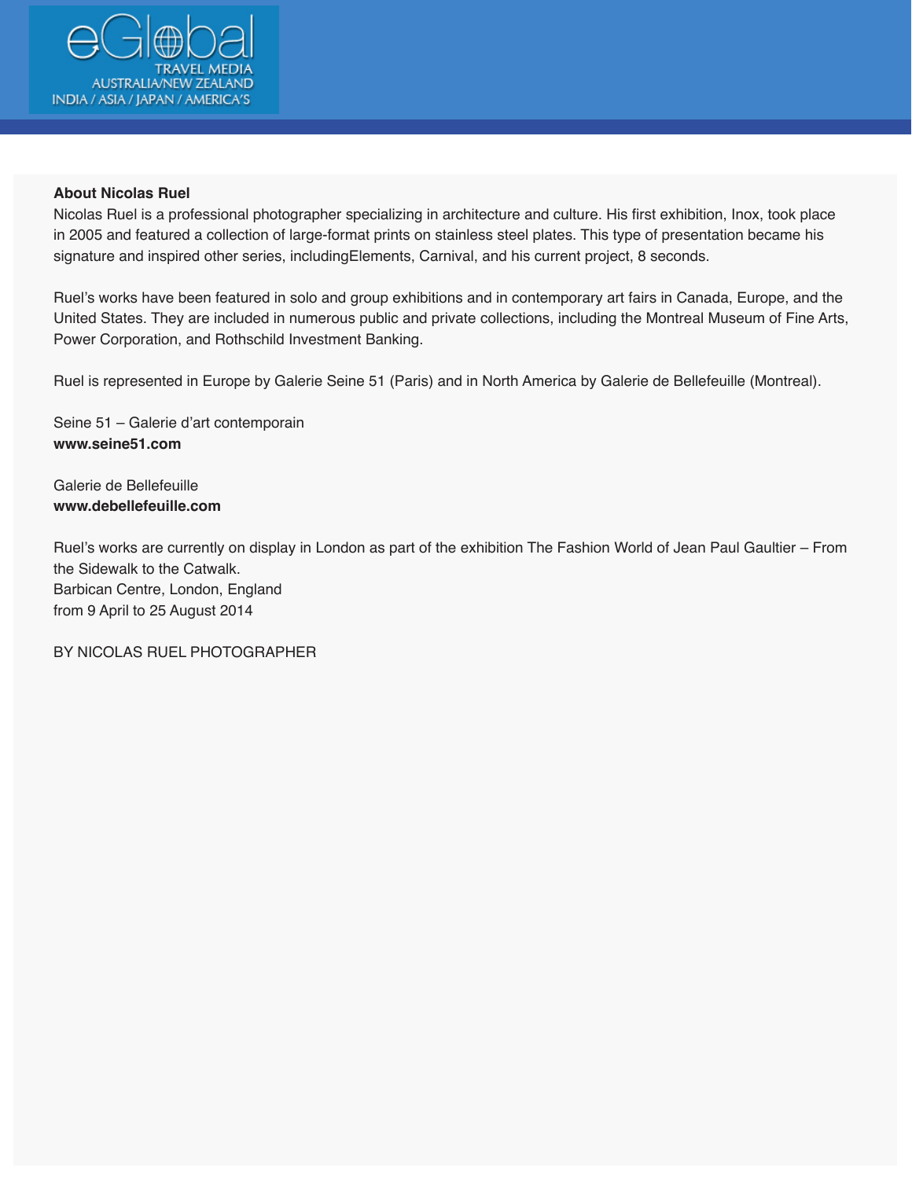**About Nicolas Ruel**

Nicolas Ruel is a professional photographer specializing in architecture and culture. His first exhibition, Inox, took place in 2005 and featured a collection of large-format prints on stainless steel plates. This type of presentation became his signature and inspired other series, includingElements, Carnival, and his current project, 8 seconds.

Ruel's works have been featured in solo and group exhibitions and in contemporary art fairs in Canada, Europe, and the United States. They are included in numerous public and private collections, including the Montreal Museum of Fine Arts, Power Corporation, and Rothschild Investment Banking.

Ruel is represented in Europe by Galerie Seine 51 (Paris) and in North America by Galerie de Bellefeuille (Montreal).

Seine 51 – Galerie d'art contemporain
**www.seine51.com**

Galerie de Bellefeuille
**www.debellefeuille.com**

Ruel's works are currently on display in London as part of the exhibition The Fashion World of Jean Paul Gaultier – From the Sidewalk to the Catwalk.
Barbican Centre, London, England
from 9 April to 25 August 2014

BY NICOLAS RUEL PHOTOGRAPHER